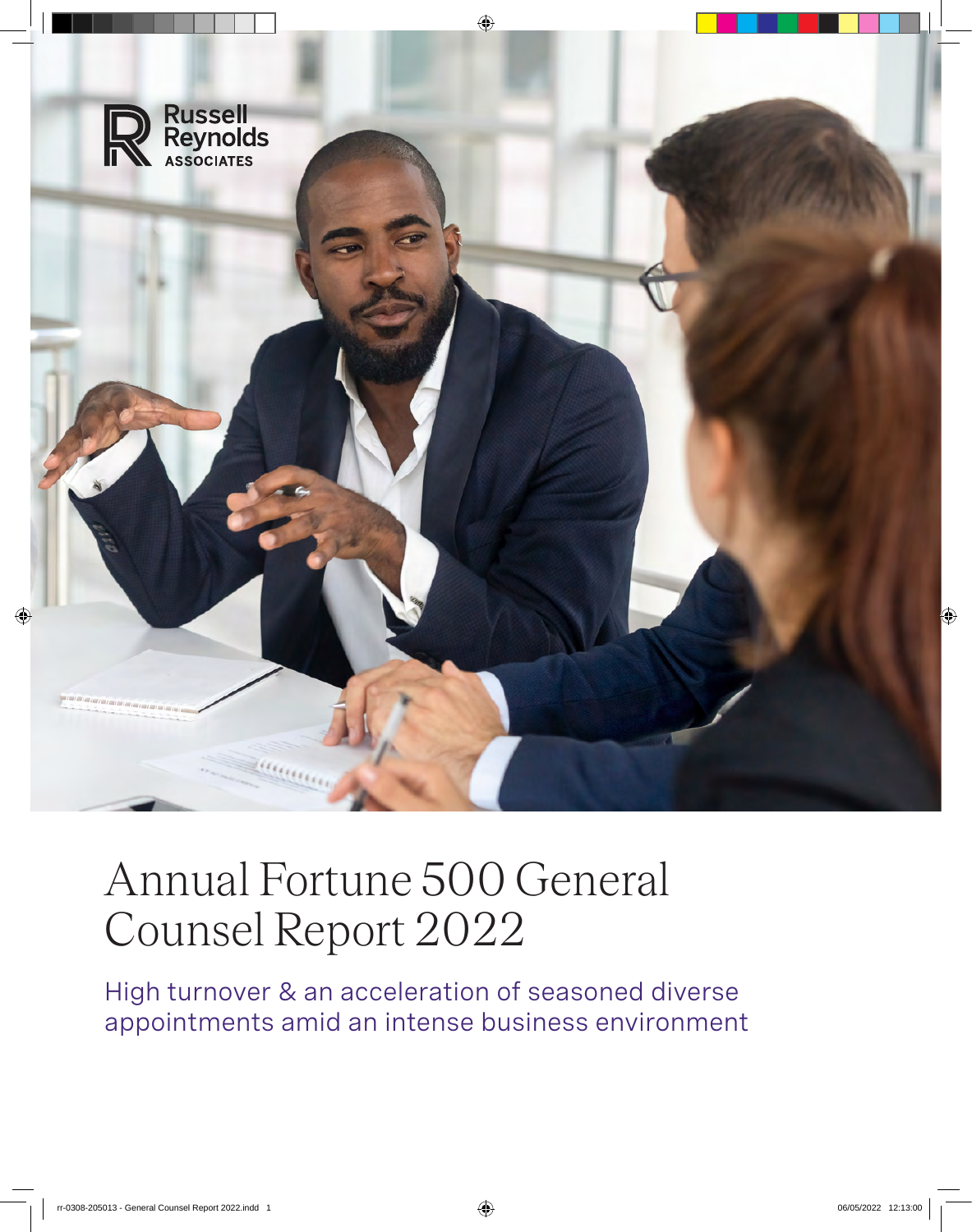Russell Reynolds Associates

# Annual Fortune 500 General Counsel Report 2022

## High turnover & an acceleration of seasoned diverse appointments amid an intense business environment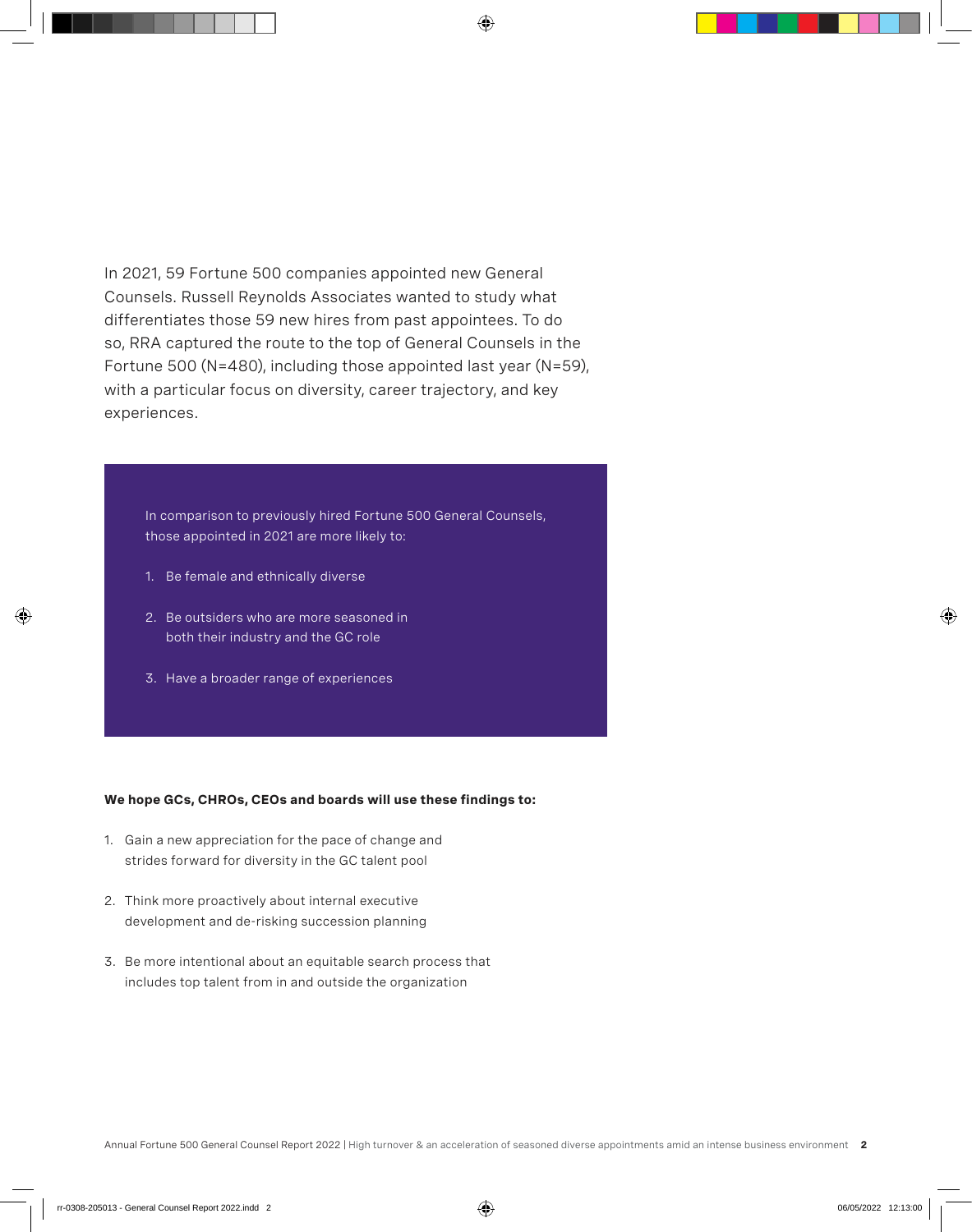In 2021, 59 Fortune 500 companies appointed new General Counsels. Russell Reynolds Associates wanted to study what differentiates those 59 new hires from past appointees. To do so, RRA captured the route to the top of General Counsels in the Fortune 500 (N=480), including those appointed last year (N=59), with a particular focus on diversity, career trajectory, and key experiences.

In comparison to previously hired Fortune 500 General Counsels, those appointed in 2021 are more likely to:

1. Be female and ethnically diverse
2. Be outsiders who are more seasoned in both their industry and the GC role
3. Have a broader range of experiences

**We hope GCs, CHROs, CEOs and boards will use these findings to:**

1. Gain a new appreciation for the pace of change and strides forward for diversity in the GC talent pool
2. Think more proactively about internal executive development and de-risking succession planning
3. Be more intentional about an equitable search process that includes top talent from in and outside the organization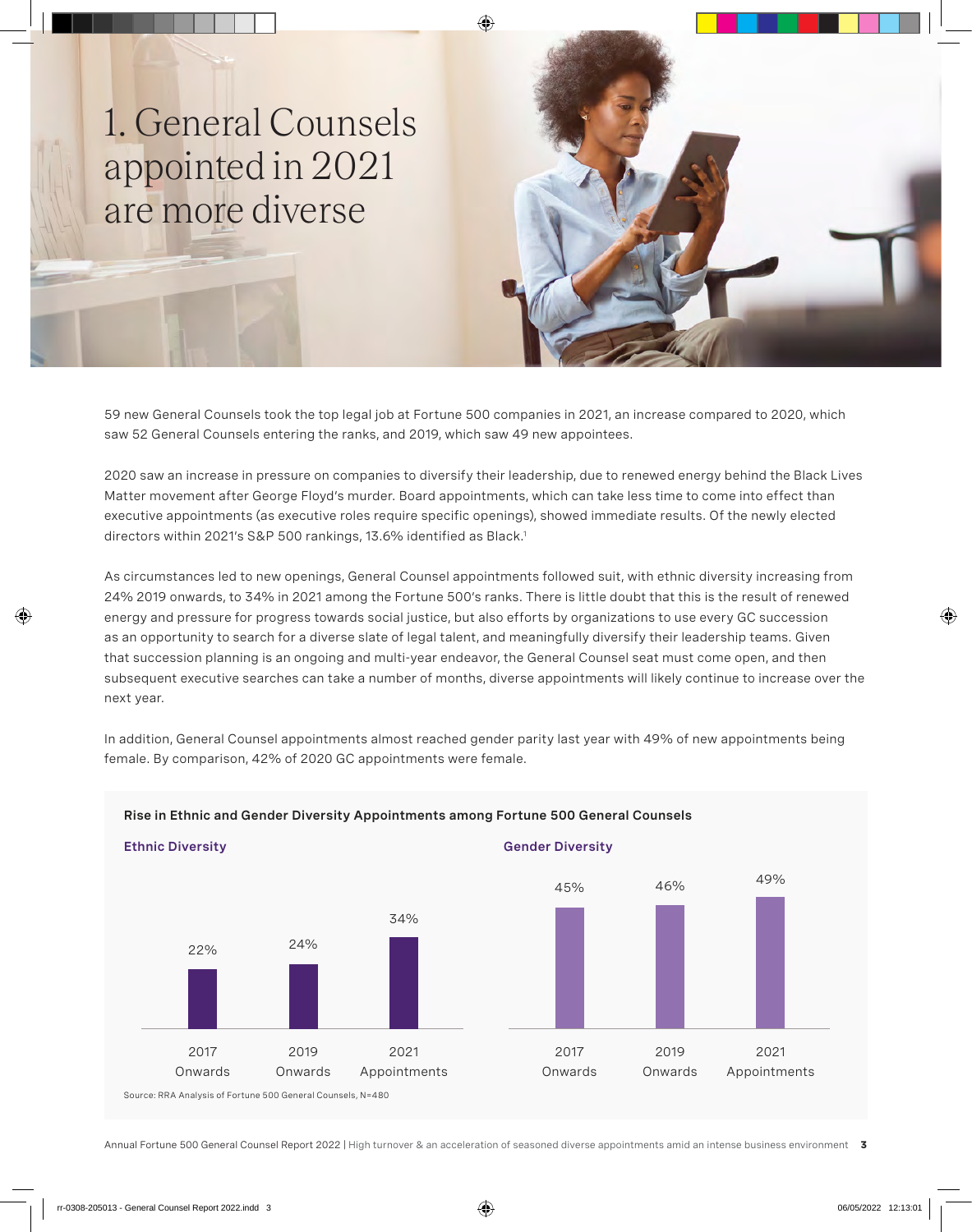# 1. General Counsels appointed in 2021 are more diverse

59 new General Counsels took the top legal job at Fortune 500 companies in 2021, an increase compared to 2020, which saw 52 General Counsels entering the ranks, and 2019, which saw 49 new appointees.

2020 saw an increase in pressure on companies to diversify their leadership, due to renewed energy behind the Black Lives Matter movement after George Floyd's murder. Board appointments, which can take less time to come into effect than executive appointments (as executive roles require specific openings), showed immediate results. Of the newly elected directors within 2021's S&P 500 rankings, 13.6% identified as Black.[1]

As circumstances led to new openings, General Counsel appointments followed suit, with ethnic diversity increasing from 24% 2019 onwards, to 34% in 2021 among the Fortune 500's ranks. There is little doubt that this is the result of renewed energy and pressure for progress towards social justice, but also efforts by organizations to use every GC succession as an opportunity to search for a diverse slate of legal talent, and meaningfully diversify their leadership teams. Given that succession planning is an ongoing and multi-year endeavor, the General Counsel seat must come open, and then subsequent executive searches can take a number of months, diverse appointments will likely continue to increase over the next year.

In addition, General Counsel appointments almost reached gender parity last year with 49% of new appointments being female. By comparison, 42% of 2020 GC appointments were female.

**Rise in Ethnic and Gender Diversity Appointments among Fortune 500 General Counsels**

**Ethnic Diversity**

| 2017 Onwards | 2019 Onwards | 2021 Appointments |
|---|---|---|
| 22% | 24% | 34% |

**Gender Diversity**

| 2017 Onwards | 2019 Onwards | 2021 Appointments |
|---|---|---|
| 45% | 46% | 49% |

Source: RRA Analysis of Fortune 500 General Counsels, N=480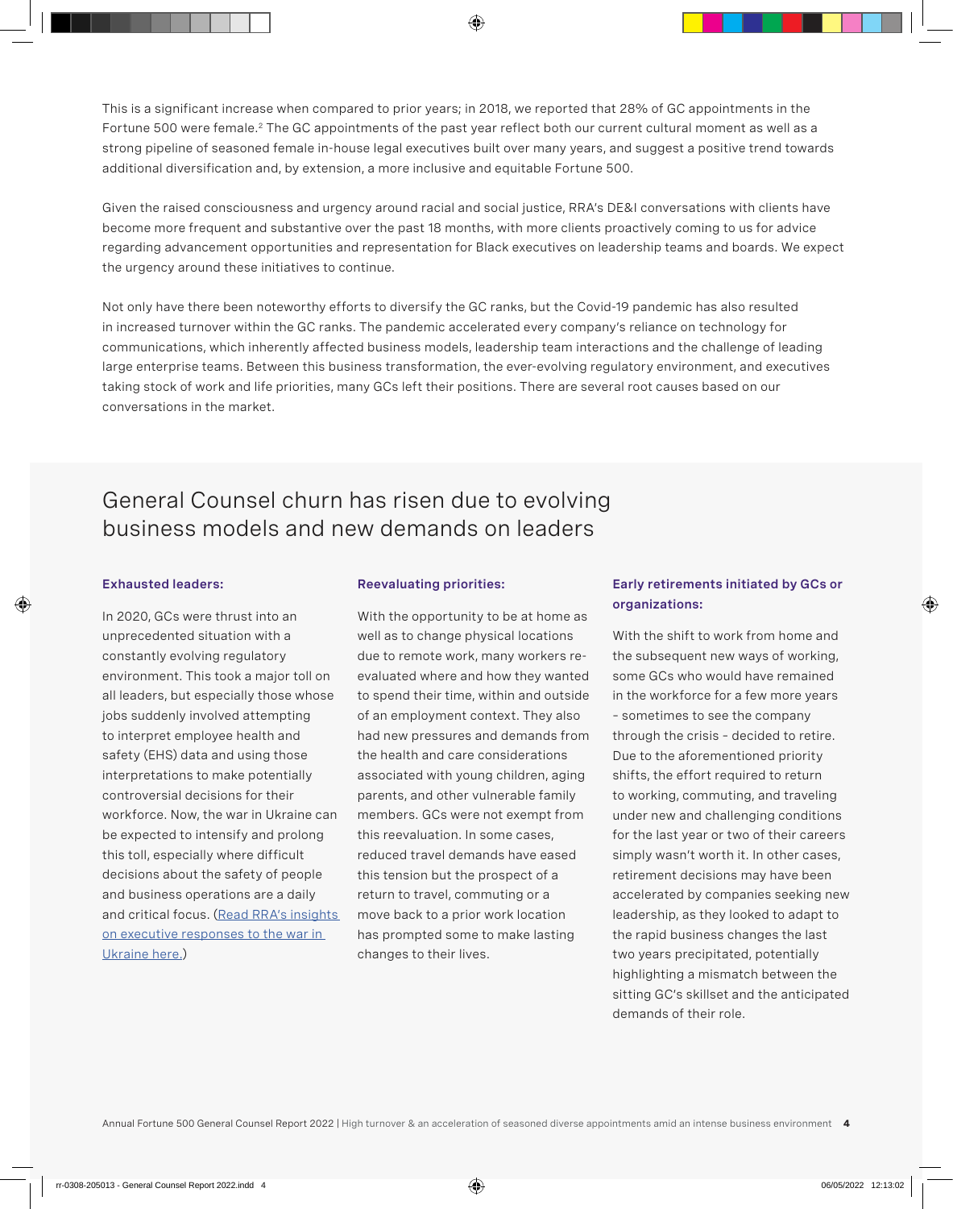This is a significant increase when compared to prior years; in 2018, we reported that 28% of GC appointments in the Fortune 500 were female.[2] The GC appointments of the past year reflect both our current cultural moment as well as a strong pipeline of seasoned female in-house legal executives built over many years, and suggest a positive trend towards additional diversification and, by extension, a more inclusive and equitable Fortune 500.

Given the raised consciousness and urgency around racial and social justice, RRA's DE&I conversations with clients have become more frequent and substantive over the past 18 months, with more clients proactively coming to us for advice regarding advancement opportunities and representation for Black executives on leadership teams and boards. We expect the urgency around these initiatives to continue.

Not only have there been noteworthy efforts to diversify the GC ranks, but the Covid-19 pandemic has also resulted in increased turnover within the GC ranks. The pandemic accelerated every company's reliance on technology for communications, which inherently affected business models, leadership team interactions and the challenge of leading large enterprise teams. Between this business transformation, the ever-evolving regulatory environment, and executives taking stock of work and life priorities, many GCs left their positions. There are several root causes based on our conversations in the market.

## General Counsel churn has risen due to evolving business models and new demands on leaders

**Exhausted leaders:**

In 2020, GCs were thrust into an unprecedented situation with a constantly evolving regulatory environment. This took a major toll on all leaders, but especially those whose jobs suddenly involved attempting to interpret employee health and safety (EHS) data and using those interpretations to make potentially controversial decisions for their workforce. Now, the war in Ukraine can be expected to intensify and prolong this toll, especially where difficult decisions about the safety of people and business operations are a daily and critical focus. (Read RRA's insights on executive responses to the war in Ukraine here.)

**Reevaluating priorities:**

With the opportunity to be at home as well as to change physical locations due to remote work, many workers re-evaluated where and how they wanted to spend their time, within and outside of an employment context. They also had new pressures and demands from the health and care considerations associated with young children, aging parents, and other vulnerable family members. GCs were not exempt from this reevaluation. In some cases, reduced travel demands have eased this tension but the prospect of a return to travel, commuting or a move back to a prior work location has prompted some to make lasting changes to their lives.

**Early retirements initiated by GCs or organizations:**

With the shift to work from home and the subsequent new ways of working, some GCs who would have remained in the workforce for a few more years - sometimes to see the company through the crisis - decided to retire. Due to the aforementioned priority shifts, the effort required to return to working, commuting, and traveling under new and challenging conditions for the last year or two of their careers simply wasn't worth it. In other cases, retirement decisions may have been accelerated by companies seeking new leadership, as they looked to adapt to the rapid business changes the last two years precipitated, potentially highlighting a mismatch between the sitting GC's skillset and the anticipated demands of their role.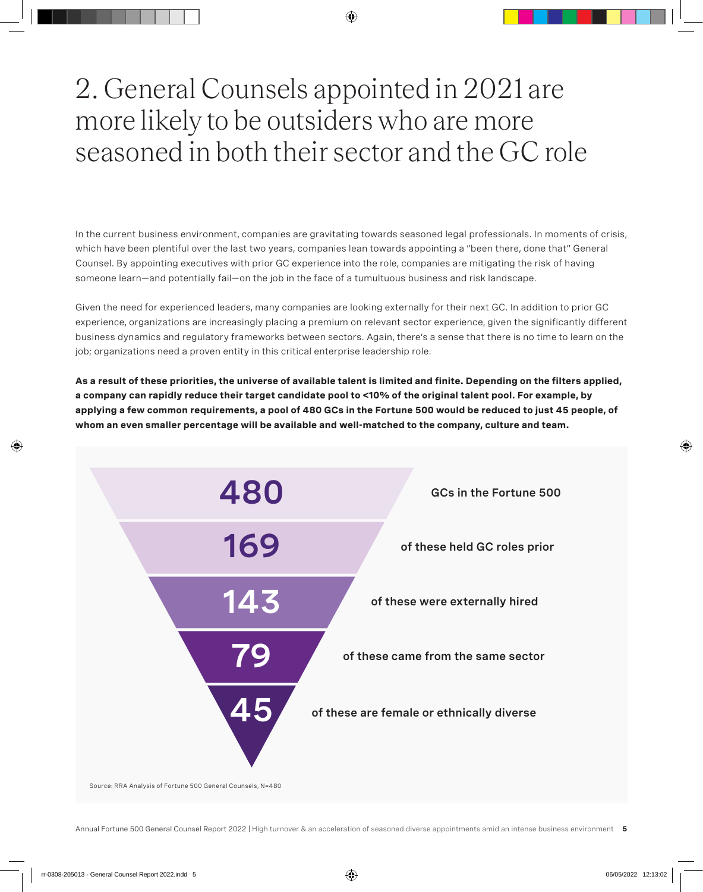# 2. General Counsels appointed in 2021 are more likely to be outsiders who are more seasoned in both their sector and the GC role

In the current business environment, companies are gravitating towards seasoned legal professionals. In moments of crisis, which have been plentiful over the last two years, companies lean towards appointing a "been there, done that" General Counsel. By appointing executives with prior GC experience into the role, companies are mitigating the risk of having someone learn—and potentially fail—on the job in the face of a tumultuous business and risk landscape.

Given the need for experienced leaders, many companies are looking externally for their next GC. In addition to prior GC experience, organizations are increasingly placing a premium on relevant sector experience, given the significantly different business dynamics and regulatory frameworks between sectors. Again, there's a sense that there is no time to learn on the job; organizations need a proven entity in this critical enterprise leadership role.

**As a result of these priorities, the universe of available talent is limited and finite. Depending on the filters applied, a company can rapidly reduce their target candidate pool to <10% of the original talent pool. For example, by applying a few common requirements, a pool of 480 GCs in the Fortune 500 would be reduced to just 45 people, of whom an even smaller percentage will be available and well-matched to the company, culture and team.**

| Count | Description |
|---|---|
| 480 | GCs in the Fortune 500 |
| 169 | of these held GC roles prior |
| 143 | of these were externally hired |
| 79 | of these came from the same sector |
| 45 | of these are female or ethnically diverse |

Source: RRA Analysis of Fortune 500 General Counsels, N=480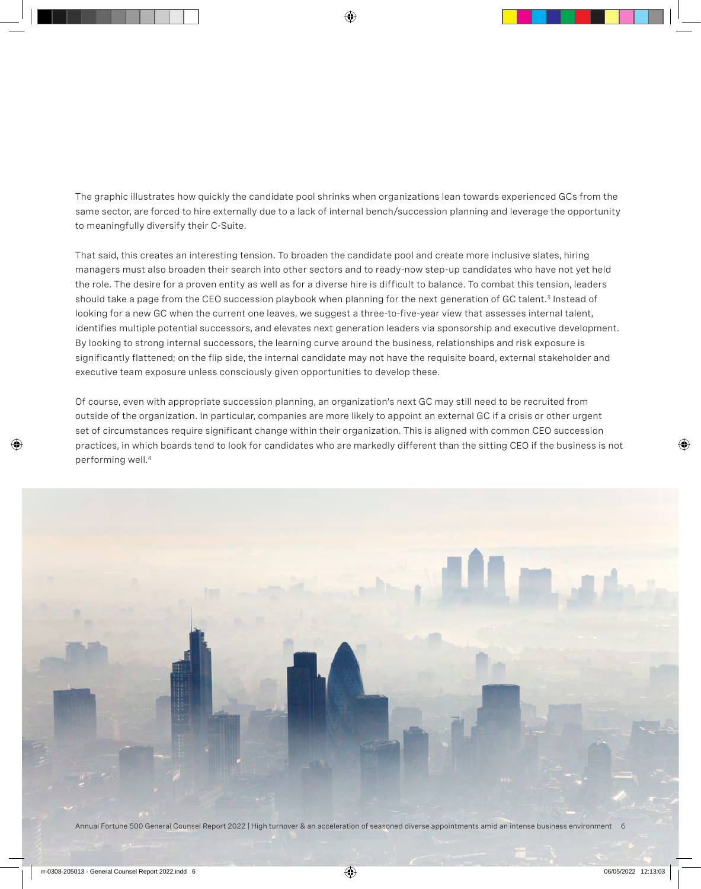The graphic illustrates how quickly the candidate pool shrinks when organizations lean towards experienced GCs from the same sector, are forced to hire externally due to a lack of internal bench/succession planning and leverage the opportunity to meaningfully diversify their C-Suite.

That said, this creates an interesting tension. To broaden the candidate pool and create more inclusive slates, hiring managers must also broaden their search into other sectors and to ready-now step-up candidates who have not yet held the role. The desire for a proven entity as well as for a diverse hire is difficult to balance. To combat this tension, leaders should take a page from the CEO succession playbook when planning for the next generation of GC talent.[3] Instead of looking for a new GC when the current one leaves, we suggest a three-to-five-year view that assesses internal talent, identifies multiple potential successors, and elevates next generation leaders via sponsorship and executive development. By looking to strong internal successors, the learning curve around the business, relationships and risk exposure is significantly flattened; on the flip side, the internal candidate may not have the requisite board, external stakeholder and executive team exposure unless consciously given opportunities to develop these.

Of course, even with appropriate succession planning, an organization's next GC may still need to be recruited from outside of the organization. In particular, companies are more likely to appoint an external GC if a crisis or other urgent set of circumstances require significant change within their organization. This is aligned with common CEO succession practices, in which boards tend to look for candidates who are markedly different than the sitting CEO if the business is not performing well.[4]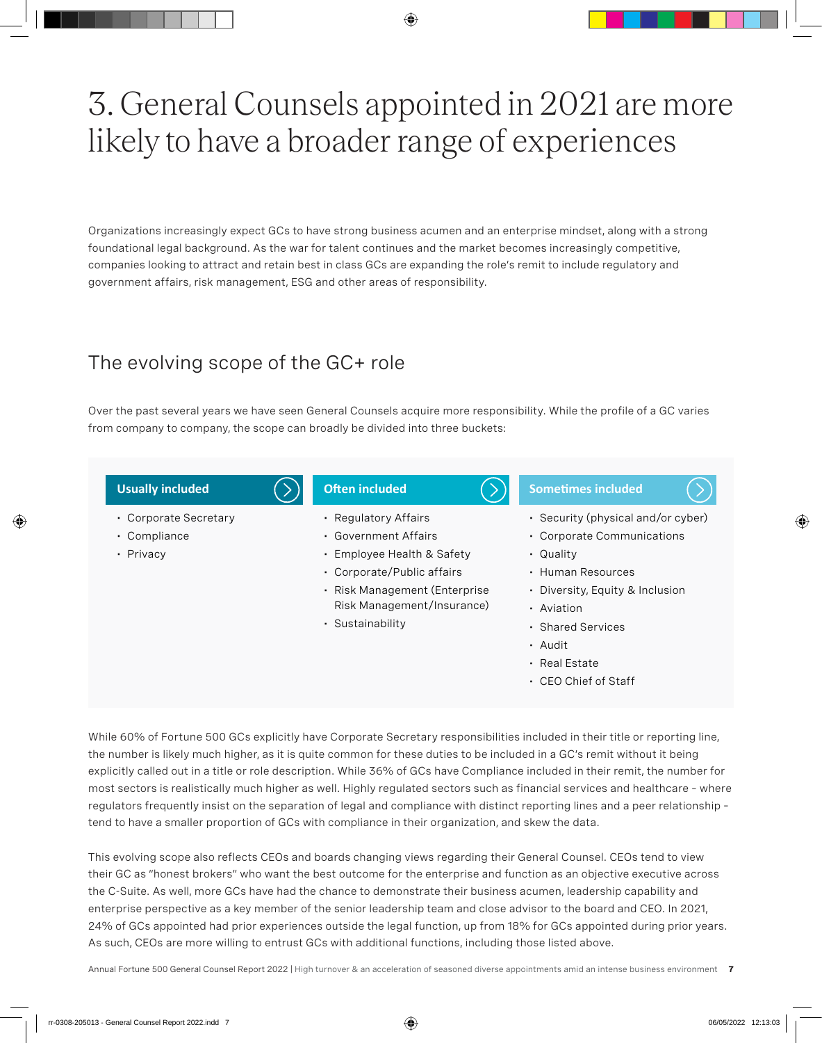# 3. General Counsels appointed in 2021 are more likely to have a broader range of experiences

Organizations increasingly expect GCs to have strong business acumen and an enterprise mindset, along with a strong foundational legal background. As the war for talent continues and the market becomes increasingly competitive, companies looking to attract and retain best in class GCs are expanding the role's remit to include regulatory and government affairs, risk management, ESG and other areas of responsibility.

## The evolving scope of the GC+ role

Over the past several years we have seen General Counsels acquire more responsibility. While the profile of a GC varies from company to company, the scope can broadly be divided into three buckets:

**Usually included**

- Corporate Secretary
- Compliance
- Privacy

**Often included**

- Regulatory Affairs
- Government Affairs
- Employee Health & Safety
- Corporate/Public affairs
- Risk Management (Enterprise Risk Management/Insurance)
- Sustainability

**Sometimes included**

- Security (physical and/or cyber)
- Corporate Communications
- Quality
- Human Resources
- Diversity, Equity & Inclusion
- Aviation
- Shared Services
- Audit
- Real Estate
- CEO Chief of Staff

While 60% of Fortune 500 GCs explicitly have Corporate Secretary responsibilities included in their title or reporting line, the number is likely much higher, as it is quite common for these duties to be included in a GC's remit without it being explicitly called out in a title or role description. While 36% of GCs have Compliance included in their remit, the number for most sectors is realistically much higher as well. Highly regulated sectors such as financial services and healthcare - where regulators frequently insist on the separation of legal and compliance with distinct reporting lines and a peer relationship - tend to have a smaller proportion of GCs with compliance in their organization, and skew the data.

This evolving scope also reflects CEOs and boards changing views regarding their General Counsel. CEOs tend to view their GC as "honest brokers" who want the best outcome for the enterprise and function as an objective executive across the C-Suite. As well, more GCs have had the chance to demonstrate their business acumen, leadership capability and enterprise perspective as a key member of the senior leadership team and close advisor to the board and CEO. In 2021, 24% of GCs appointed had prior experiences outside the legal function, up from 18% for GCs appointed during prior years. As such, CEOs are more willing to entrust GCs with additional functions, including those listed above.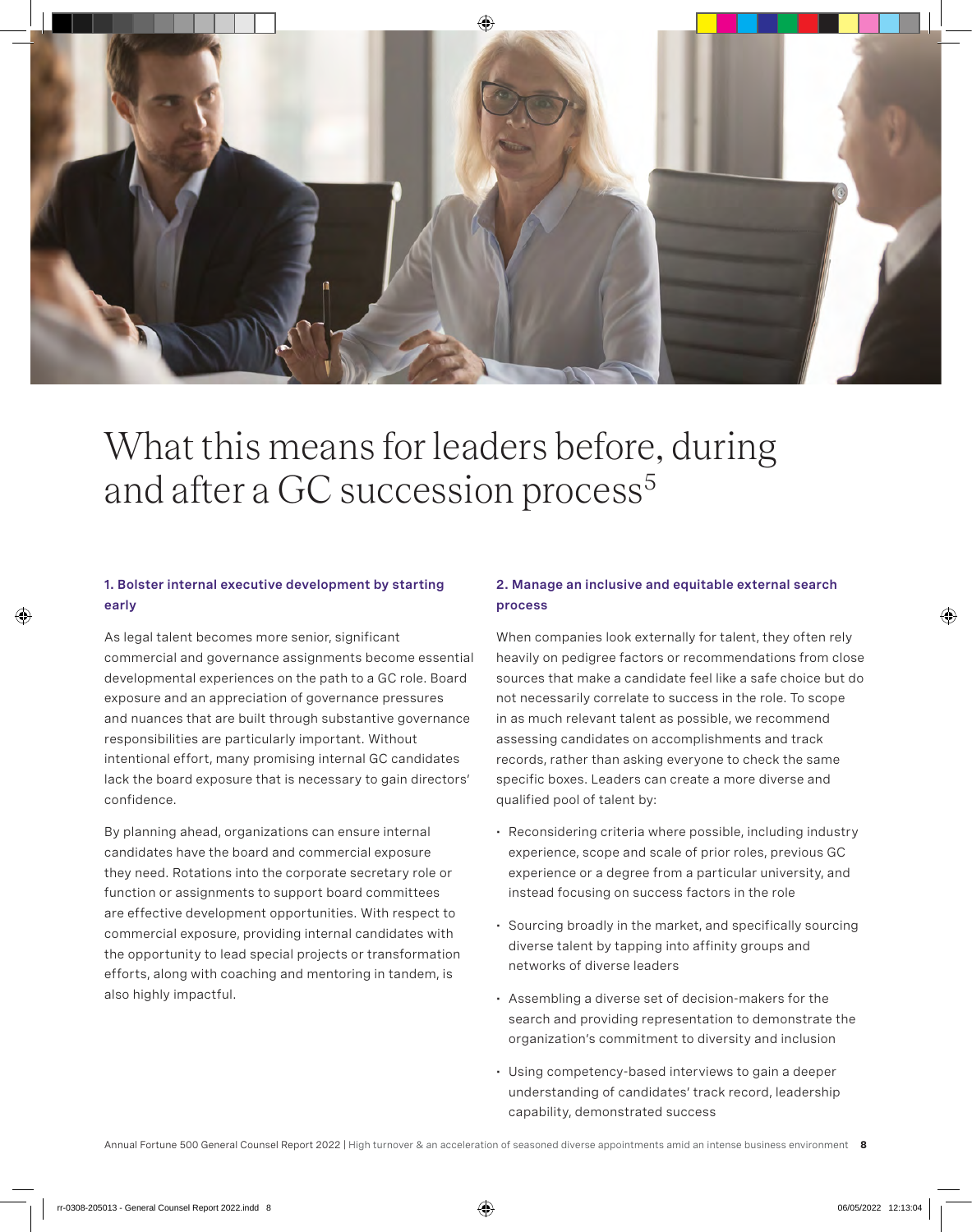# What this means for leaders before, during and after a GC succession process[5]

### 1. Bolster internal executive development by starting early

As legal talent becomes more senior, significant commercial and governance assignments become essential developmental experiences on the path to a GC role. Board exposure and an appreciation of governance pressures and nuances that are built through substantive governance responsibilities are particularly important. Without intentional effort, many promising internal GC candidates lack the board exposure that is necessary to gain directors' confidence.

By planning ahead, organizations can ensure internal candidates have the board and commercial exposure they need. Rotations into the corporate secretary role or function or assignments to support board committees are effective development opportunities. With respect to commercial exposure, providing internal candidates with the opportunity to lead special projects or transformation efforts, along with coaching and mentoring in tandem, is also highly impactful.

### 2. Manage an inclusive and equitable external search process

When companies look externally for talent, they often rely heavily on pedigree factors or recommendations from close sources that make a candidate feel like a safe choice but do not necessarily correlate to success in the role. To scope in as much relevant talent as possible, we recommend assessing candidates on accomplishments and track records, rather than asking everyone to check the same specific boxes. Leaders can create a more diverse and qualified pool of talent by:

- Reconsidering criteria where possible, including industry experience, scope and scale of prior roles, previous GC experience or a degree from a particular university, and instead focusing on success factors in the role
- Sourcing broadly in the market, and specifically sourcing diverse talent by tapping into affinity groups and networks of diverse leaders
- Assembling a diverse set of decision-makers for the search and providing representation to demonstrate the organization's commitment to diversity and inclusion
- Using competency-based interviews to gain a deeper understanding of candidates' track record, leadership capability, demonstrated success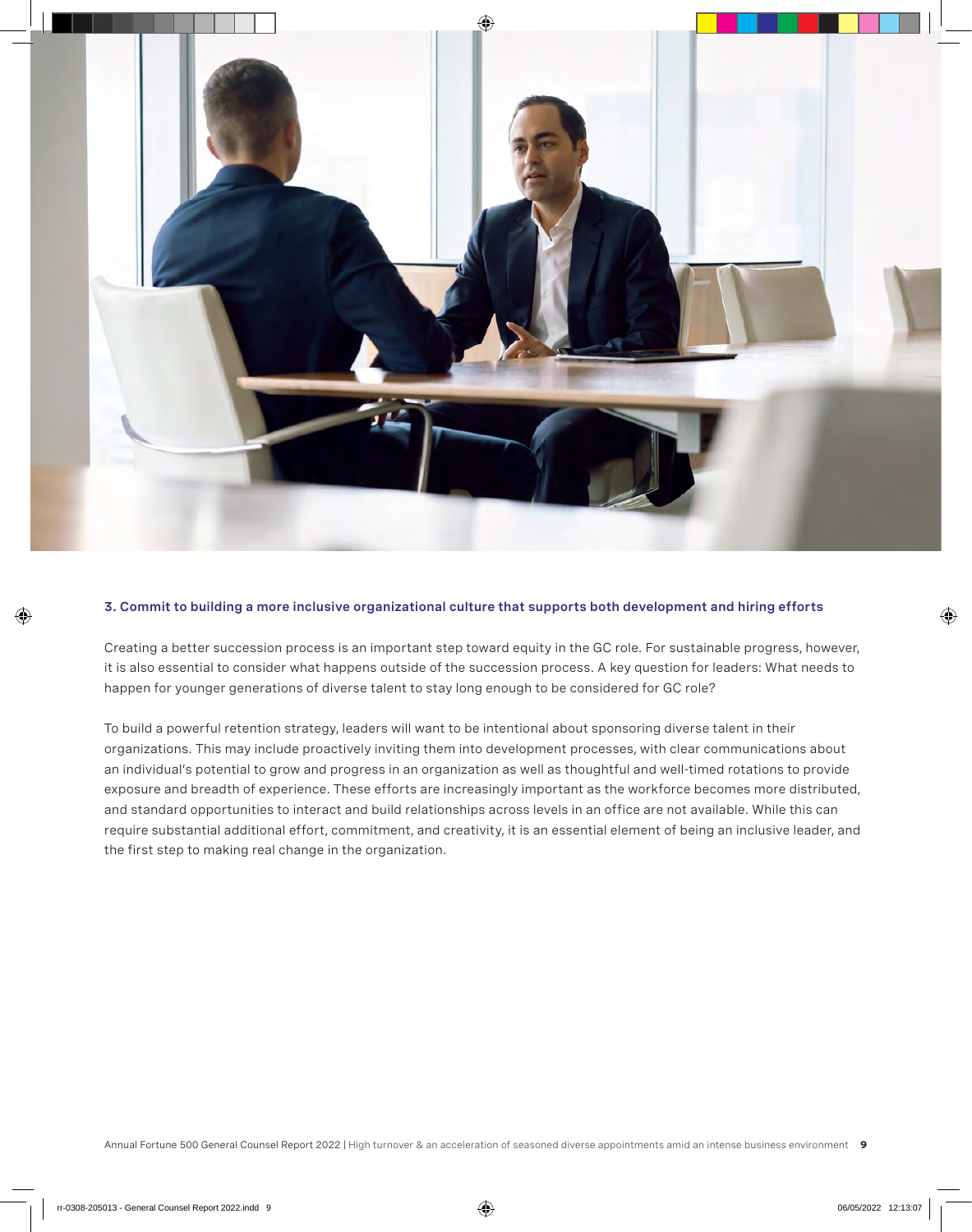### 3. Commit to building a more inclusive organizational culture that supports both development and hiring efforts

Creating a better succession process is an important step toward equity in the GC role. For sustainable progress, however, it is also essential to consider what happens outside of the succession process. A key question for leaders: What needs to happen for younger generations of diverse talent to stay long enough to be considered for GC role?

To build a powerful retention strategy, leaders will want to be intentional about sponsoring diverse talent in their organizations. This may include proactively inviting them into development processes, with clear communications about an individual's potential to grow and progress in an organization as well as thoughtful and well-timed rotations to provide exposure and breadth of experience. These efforts are increasingly important as the workforce becomes more distributed, and standard opportunities to interact and build relationships across levels in an office are not available. While this can require substantial additional effort, commitment, and creativity, it is an essential element of being an inclusive leader, and the first step to making real change in the organization.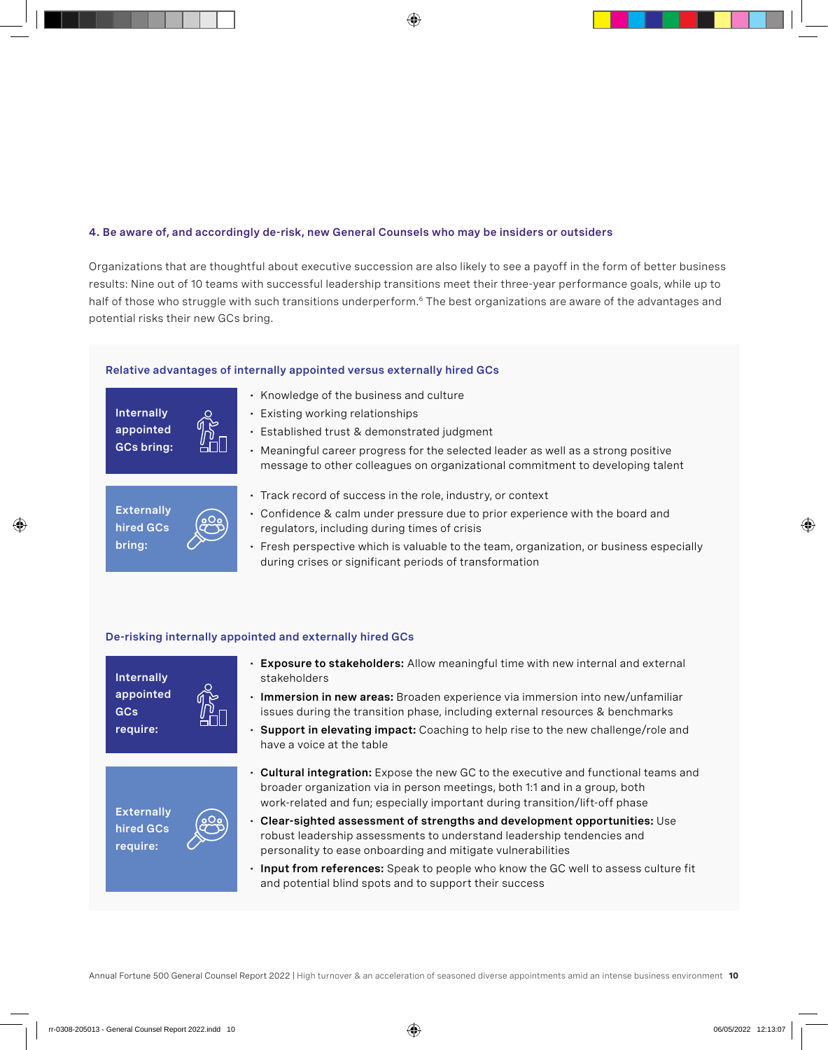### 4. Be aware of, and accordingly de-risk, new General Counsels who may be insiders or outsiders

Organizations that are thoughtful about executive succession are also likely to see a payoff in the form of better business results: Nine out of 10 teams with successful leadership transitions meet their three-year performance goals, while up to half of those who struggle with such transitions underperform.[6] The best organizations are aware of the advantages and potential risks their new GCs bring.

#### Relative advantages of internally appointed versus externally hired GCs

**Internally appointed GCs bring:**

- Knowledge of the business and culture
- Existing working relationships
- Established trust & demonstrated judgment
- Meaningful career progress for the selected leader as well as a strong positive message to other colleagues on organizational commitment to developing talent

**Externally hired GCs bring:**

- Track record of success in the role, industry, or context
- Confidence & calm under pressure due to prior experience with the board and regulators, including during times of crisis
- Fresh perspective which is valuable to the team, organization, or business especially during crises or significant periods of transformation

#### De-risking internally appointed and externally hired GCs

**Internally appointed GCs require:**

- **Exposure to stakeholders:** Allow meaningful time with new internal and external stakeholders
- **Immersion in new areas:** Broaden experience via immersion into new/unfamiliar issues during the transition phase, including external resources & benchmarks
- **Support in elevating impact:** Coaching to help rise to the new challenge/role and have a voice at the table

**Externally hired GCs require:**

- **Cultural integration:** Expose the new GC to the executive and functional teams and broader organization via in person meetings, both 1:1 and in a group, both work-related and fun; especially important during transition/lift-off phase
- **Clear-sighted assessment of strengths and development opportunities:** Use robust leadership assessments to understand leadership tendencies and personality to ease onboarding and mitigate vulnerabilities
- **Input from references:** Speak to people who know the GC well to assess culture fit and potential blind spots and to support their success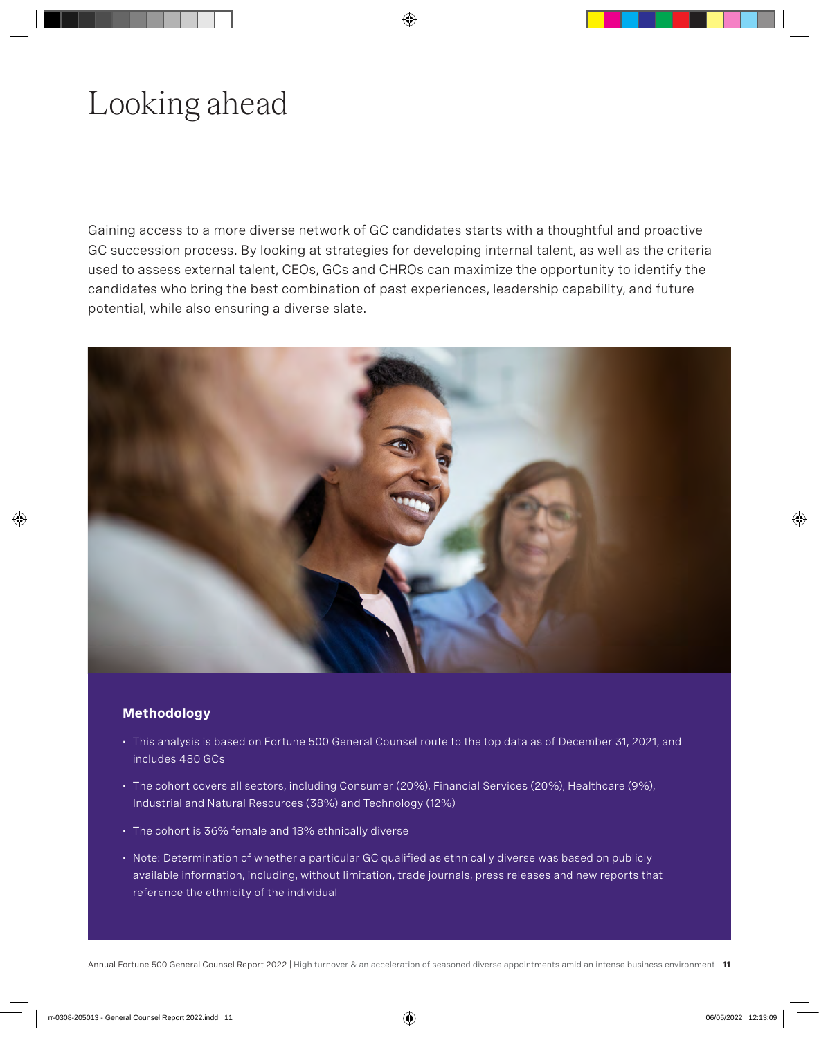# Looking ahead

Gaining access to a more diverse network of GC candidates starts with a thoughtful and proactive GC succession process. By looking at strategies for developing internal talent, as well as the criteria used to assess external talent, CEOs, GCs and CHROs can maximize the opportunity to identify the candidates who bring the best combination of past experiences, leadership capability, and future potential, while also ensuring a diverse slate.

**Methodology**

- This analysis is based on Fortune 500 General Counsel route to the top data as of December 31, 2021, and includes 480 GCs
- The cohort covers all sectors, including Consumer (20%), Financial Services (20%), Healthcare (9%), Industrial and Natural Resources (38%) and Technology (12%)
- The cohort is 36% female and 18% ethnically diverse
- Note: Determination of whether a particular GC qualified as ethnically diverse was based on publicly available information, including, without limitation, trade journals, press releases and new reports that reference the ethnicity of the individual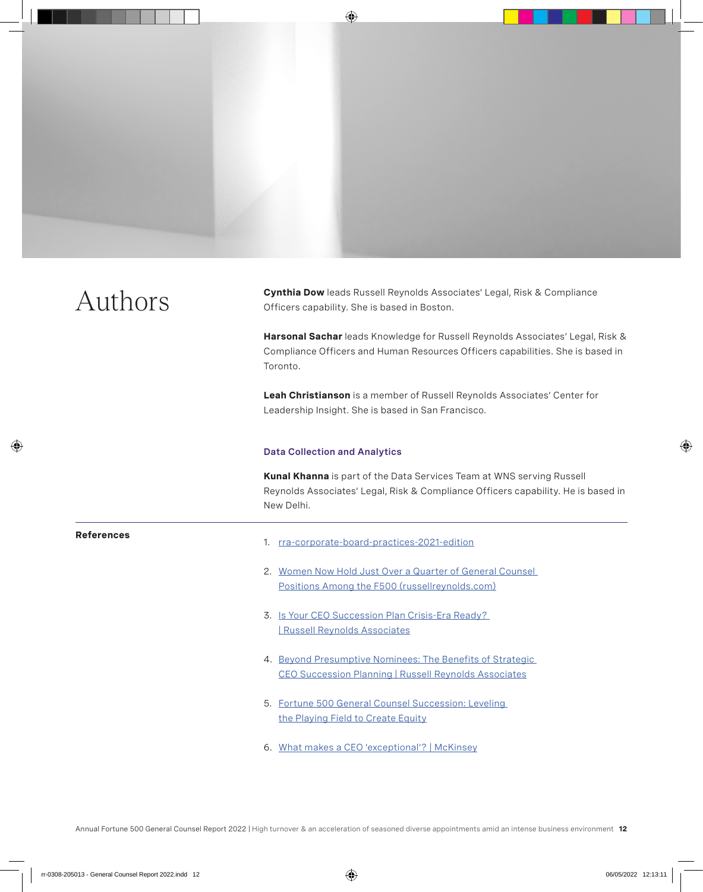# Authors

**Cynthia Dow** leads Russell Reynolds Associates' Legal, Risk & Compliance Officers capability. She is based in Boston.

**Harsonal Sachar** leads Knowledge for Russell Reynolds Associates' Legal, Risk & Compliance Officers and Human Resources Officers capabilities. She is based in Toronto.

**Leah Christianson** is a member of Russell Reynolds Associates' Center for Leadership Insight. She is based in San Francisco.

### Data Collection and Analytics

**Kunal Khanna** is part of the Data Services Team at WNS serving Russell Reynolds Associates' Legal, Risk & Compliance Officers capability. He is based in New Delhi.

---

**References**

1. rra-corporate-board-practices-2021-edition
2. Women Now Hold Just Over a Quarter of General Counsel Positions Among the F500 (russellreynolds.com)
3. Is Your CEO Succession Plan Crisis-Era Ready? | Russell Reynolds Associates
4. Beyond Presumptive Nominees: The Benefits of Strategic CEO Succession Planning | Russell Reynolds Associates
5. Fortune 500 General Counsel Succession: Leveling the Playing Field to Create Equity
6. What makes a CEO 'exceptional'? | McKinsey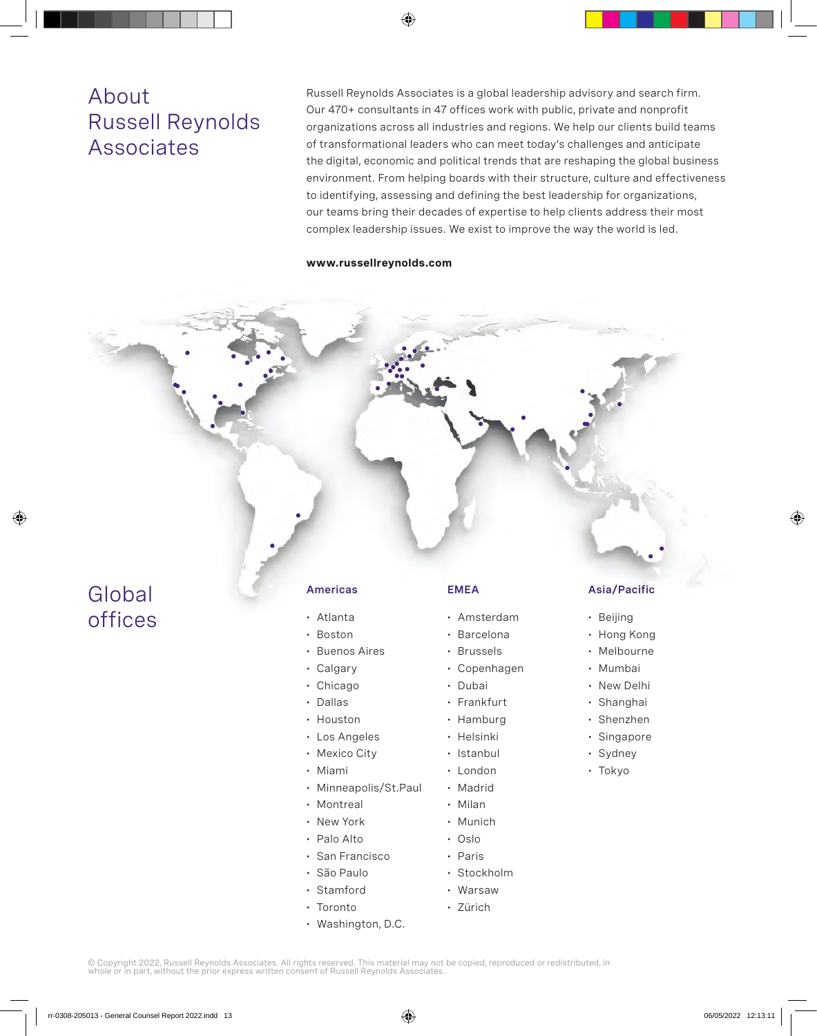# About Russell Reynolds Associates

Russell Reynolds Associates is a global leadership advisory and search firm. Our 470+ consultants in 47 offices work with public, private and nonprofit organizations across all industries and regions. We help our clients build teams of transformational leaders who can meet today's challenges and anticipate the digital, economic and political trends that are reshaping the global business environment. From helping boards with their structure, culture and effectiveness to identifying, assessing and defining the best leadership for organizations, our teams bring their decades of expertise to help clients address their most complex leadership issues. We exist to improve the way the world is led.

**www.russellreynolds.com**

# Global offices

### Americas

- Atlanta
- Boston
- Buenos Aires
- Calgary
- Chicago
- Dallas
- Houston
- Los Angeles
- Mexico City
- Miami
- Minneapolis/St.Paul
- Montreal
- New York
- Palo Alto
- San Francisco
- São Paulo
- Stamford
- Toronto
- Washington, D.C.

### EMEA

- Amsterdam
- Barcelona
- Brussels
- Copenhagen
- Dubai
- Frankfurt
- Hamburg
- Helsinki
- Istanbul
- London
- Madrid
- Milan
- Munich
- Oslo
- Paris
- Stockholm
- Warsaw
- Zürich

### Asia/Pacific

- Beijing
- Hong Kong
- Melbourne
- Mumbai
- New Delhi
- Shanghai
- Shenzhen
- Singapore
- Sydney
- Tokyo

© Copyright 2022, Russell Reynolds Associates. All rights reserved. This material may not be copied, reproduced or redistributed, in whole or in part, without the prior express written consent of Russell Reynolds Associates.